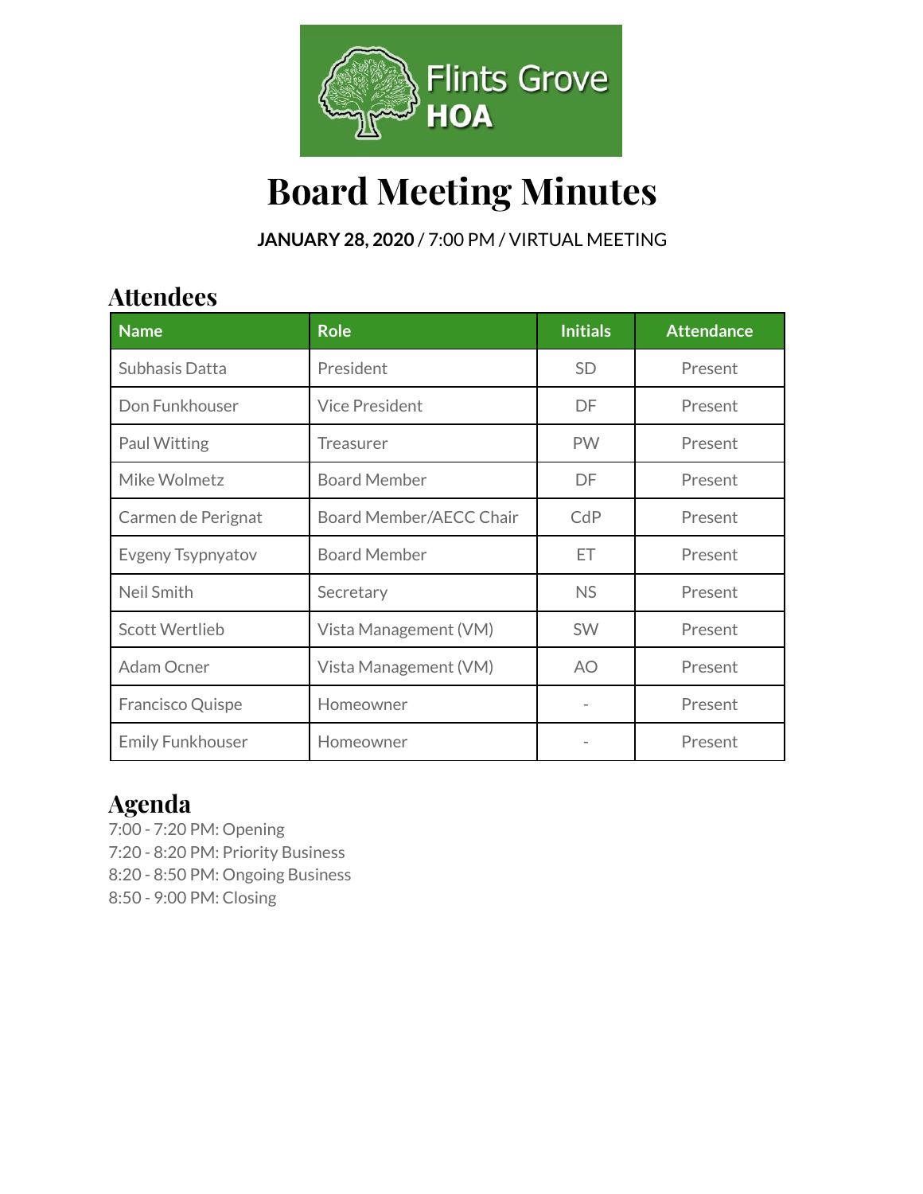# Board Meeting Minutes

**JANUARY 28, 2020** / 7:00 PM / VIRTUAL MEETING

## Attendees

| Name | Role | Initials | Attendance |
|---|---|---|---|
| Subhasis Datta | President | SD | Present |
| Don Funkhouser | Vice President | DF | Present |
| Paul Witting | Treasurer | PW | Present |
| Mike Wolmetz | Board Member | DF | Present |
| Carmen de Perignat | Board Member/AECC Chair | CdP | Present |
| Evgeny Tsypnyatov | Board Member | ET | Present |
| Neil Smith | Secretary | NS | Present |
| Scott Wertlieb | Vista Management (VM) | SW | Present |
| Adam Ocner | Vista Management (VM) | AO | Present |
| Francisco Quispe | Homeowner | - | Present |
| Emily Funkhouser | Homeowner | - | Present |

## Agenda

7:00 - 7:20 PM: Opening
7:20 - 8:20 PM: Priority Business
8:20 - 8:50 PM: Ongoing Business
8:50 - 9:00 PM: Closing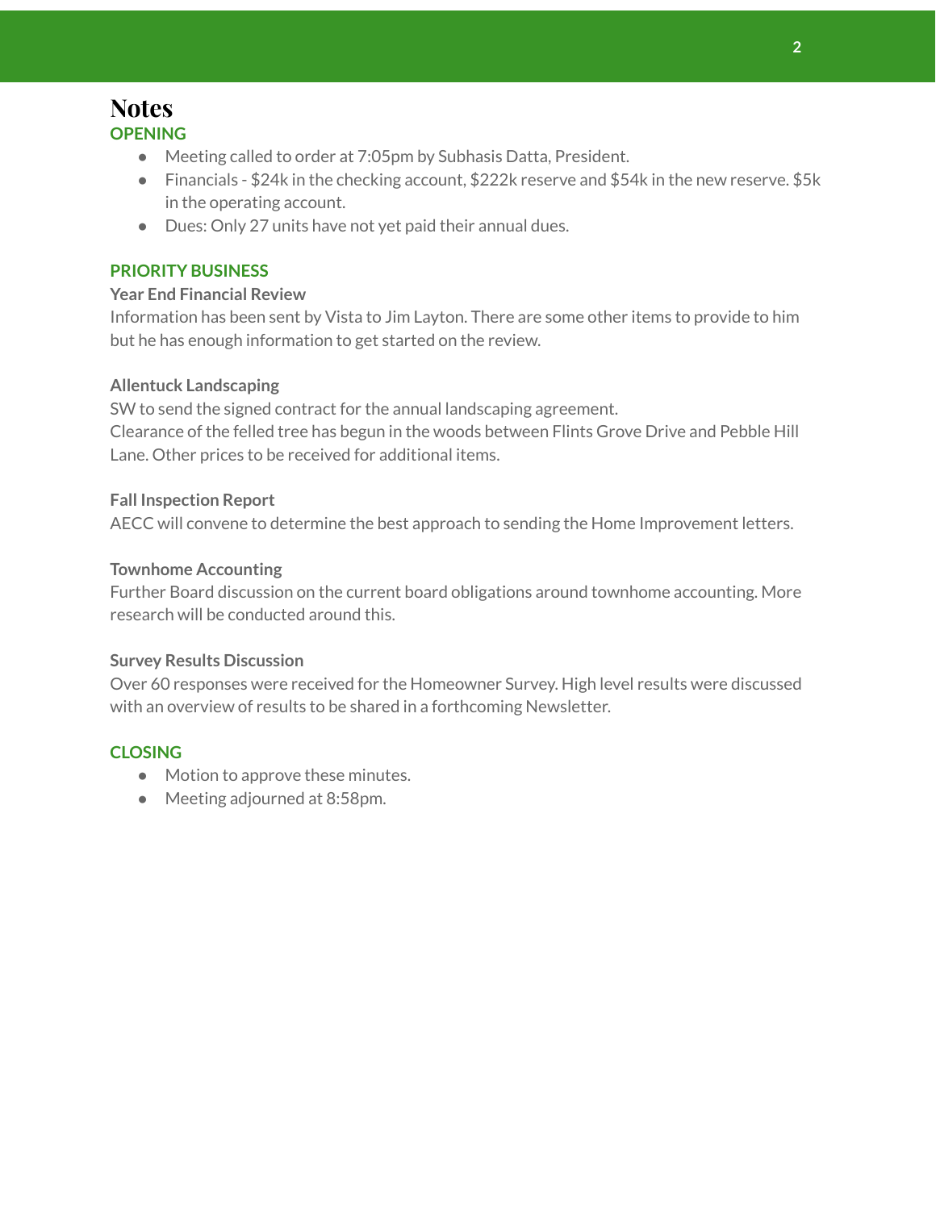# Notes

## OPENING

- Meeting called to order at 7:05pm by Subhasis Datta, President.
- Financials - $24k in the checking account, $222k reserve and $54k in the new reserve. $5k in the operating account.
- Dues: Only 27 units have not yet paid their annual dues.

## PRIORITY BUSINESS

### Year End Financial Review

Information has been sent by Vista to Jim Layton. There are some other items to provide to him but he has enough information to get started on the review.

### Allentuck Landscaping

SW to send the signed contract for the annual landscaping agreement.
Clearance of the felled tree has begun in the woods between Flints Grove Drive and Pebble Hill Lane. Other prices to be received for additional items.

### Fall Inspection Report

AECC will convene to determine the best approach to sending the Home Improvement letters.

### Townhome Accounting

Further Board discussion on the current board obligations around townhome accounting. More research will be conducted around this.

### Survey Results Discussion

Over 60 responses were received for the Homeowner Survey. High level results were discussed with an overview of results to be shared in a forthcoming Newsletter.

## CLOSING

- Motion to approve these minutes.
- Meeting adjourned at 8:58pm.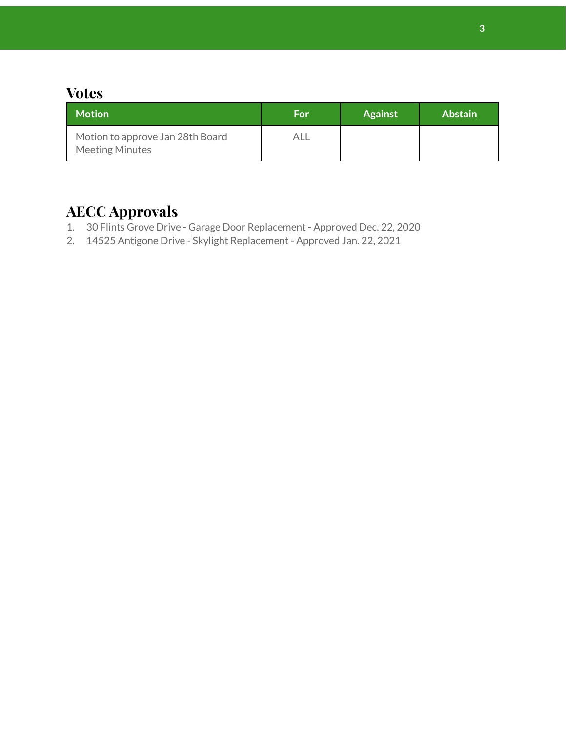## Votes

| Motion | For | Against | Abstain |
| --- | --- | --- | --- |
| Motion to approve Jan 28th Board Meeting Minutes | ALL | | |

## AECC Approvals

1. 30 Flints Grove Drive - Garage Door Replacement - Approved Dec. 22, 2020
2. 14525 Antigone Drive - Skylight Replacement - Approved Jan. 22, 2021